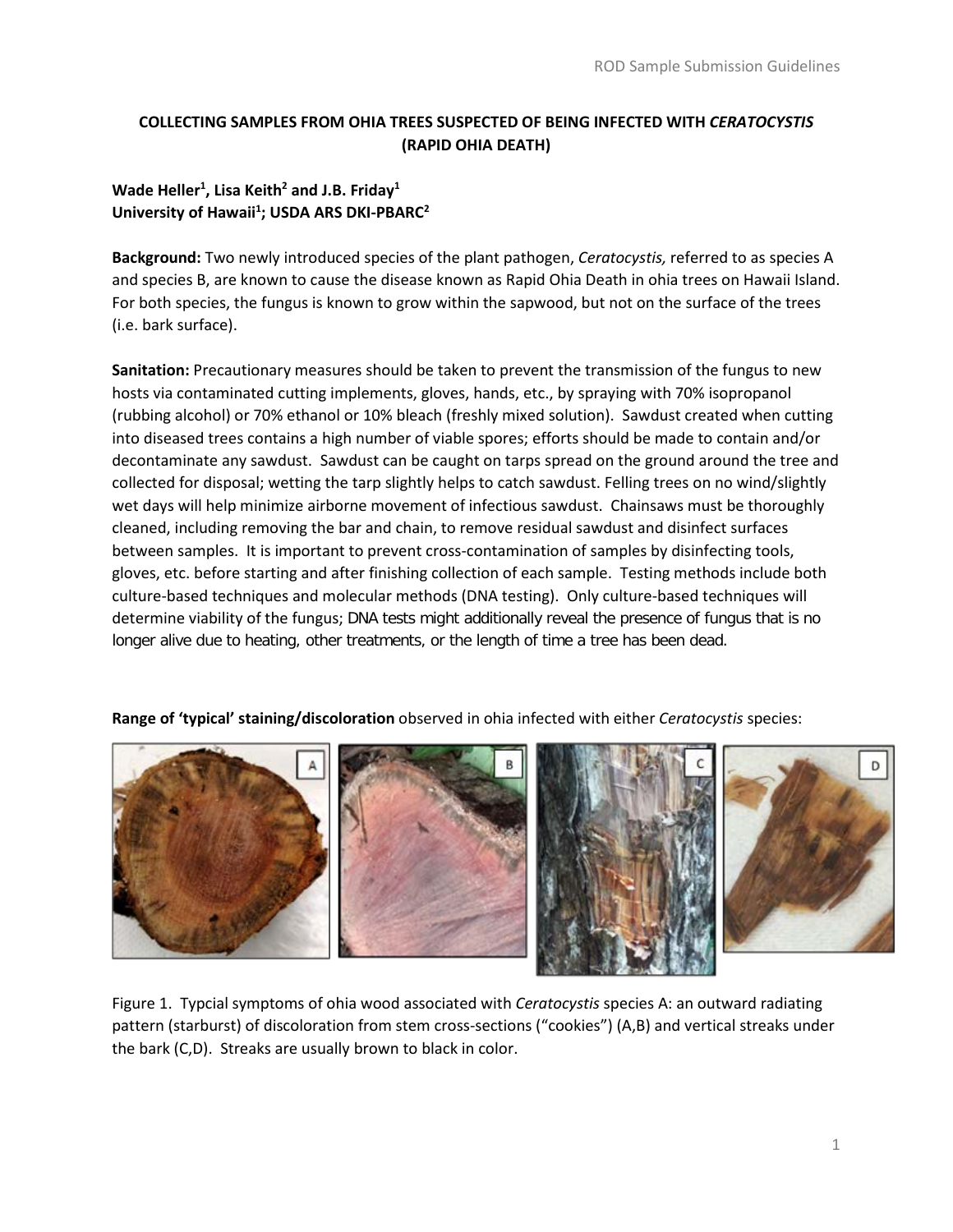# COLLECTING SAMPLES FROM OHIA TREES SUSPECTED OF BEING INFECTED WITH *CERATOCYSTIS* (RAPID OHIA DEATH)

**Wade Heller[1], Lisa Keith[2] and J.B. Friday[1]**
**University of Hawaii[1]; USDA ARS DKI-PBARC[2]**

**Background:** Two newly introduced species of the plant pathogen, *Ceratocystis,* referred to as species A and species B, are known to cause the disease known as Rapid Ohia Death in ohia trees on Hawaii Island. For both species, the fungus is known to grow within the sapwood, but not on the surface of the trees (i.e. bark surface).

**Sanitation:** Precautionary measures should be taken to prevent the transmission of the fungus to new hosts via contaminated cutting implements, gloves, hands, etc., by spraying with 70% isopropanol (rubbing alcohol) or 70% ethanol or 10% bleach (freshly mixed solution). Sawdust created when cutting into diseased trees contains a high number of viable spores; efforts should be made to contain and/or decontaminate any sawdust. Sawdust can be caught on tarps spread on the ground around the tree and collected for disposal; wetting the tarp slightly helps to catch sawdust. Felling trees on no wind/slightly wet days will help minimize airborne movement of infectious sawdust. Chainsaws must be thoroughly cleaned, including removing the bar and chain, to remove residual sawdust and disinfect surfaces between samples. It is important to prevent cross-contamination of samples by disinfecting tools, gloves, etc. before starting and after finishing collection of each sample. Testing methods include both culture-based techniques and molecular methods (DNA testing). Only culture-based techniques will determine viability of the fungus; DNA tests might additionally reveal the presence of fungus that is no longer alive due to heating, other treatments, or the length of time a tree has been dead.

**Range of 'typical' staining/discoloration** observed in ohia infected with either *Ceratocystis* species:

Figure 1. Typcial symptoms of ohia wood associated with *Ceratocystis* species A: an outward radiating pattern (starburst) of discoloration from stem cross-sections ("cookies") (A,B) and vertical streaks under the bark (C,D). Streaks are usually brown to black in color.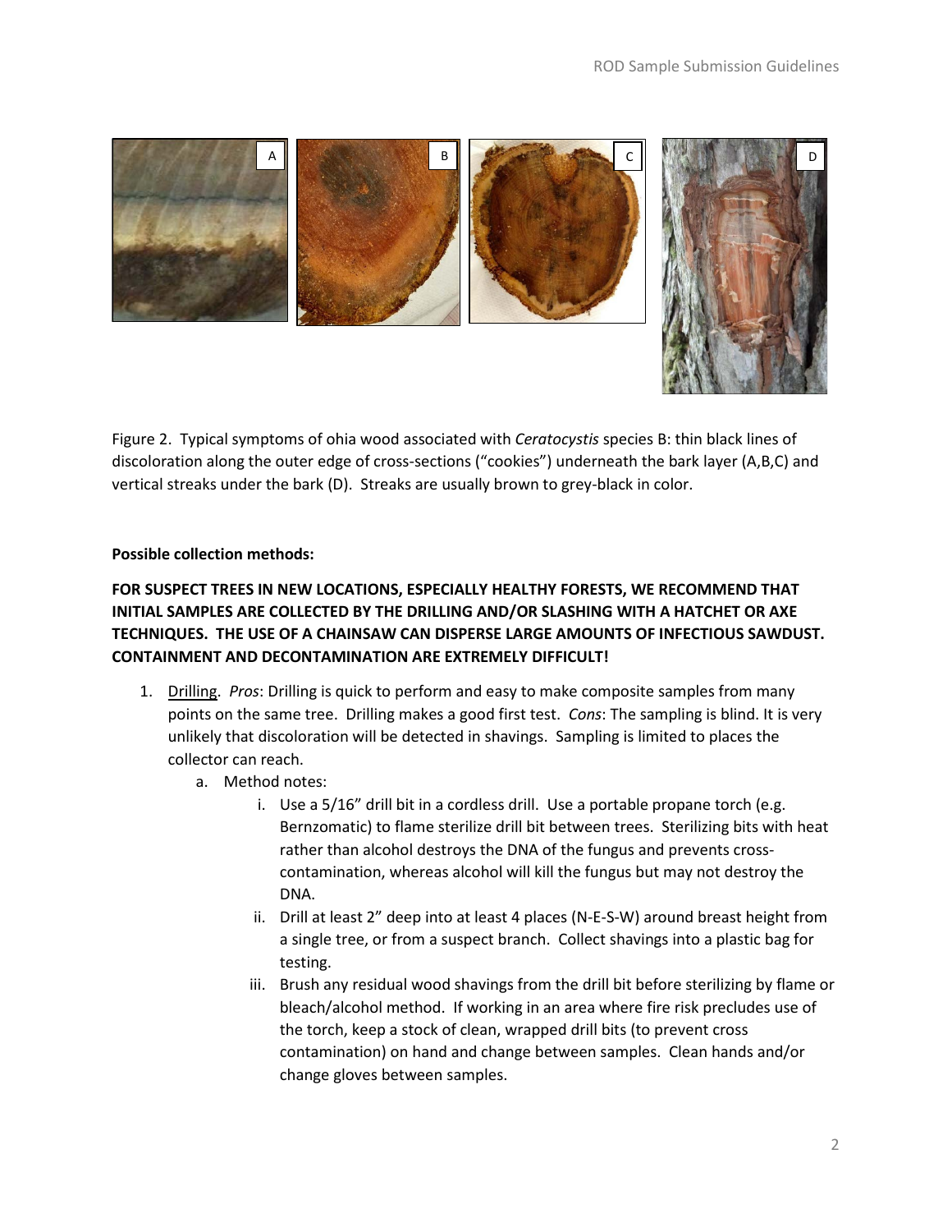Figure 2. Typical symptoms of ohia wood associated with *Ceratocystis* species B: thin black lines of discoloration along the outer edge of cross-sections ("cookies") underneath the bark layer (A,B,C) and vertical streaks under the bark (D). Streaks are usually brown to grey-black in color.

**Possible collection methods:**

**FOR SUSPECT TREES IN NEW LOCATIONS, ESPECIALLY HEALTHY FORESTS, WE RECOMMEND THAT INITIAL SAMPLES ARE COLLECTED BY THE DRILLING AND/OR SLASHING WITH A HATCHET OR AXE TECHNIQUES. THE USE OF A CHAINSAW CAN DISPERSE LARGE AMOUNTS OF INFECTIOUS SAWDUST. CONTAINMENT AND DECONTAMINATION ARE EXTREMELY DIFFICULT!**

1. Drilling. *Pros*: Drilling is quick to perform and easy to make composite samples from many points on the same tree. Drilling makes a good first test. *Cons*: The sampling is blind. It is very unlikely that discoloration will be detected in shavings. Sampling is limited to places the collector can reach.
   a. Method notes:
      i. Use a 5/16" drill bit in a cordless drill. Use a portable propane torch (e.g. Bernzomatic) to flame sterilize drill bit between trees. Sterilizing bits with heat rather than alcohol destroys the DNA of the fungus and prevents cross-contamination, whereas alcohol will kill the fungus but may not destroy the DNA.
      ii. Drill at least 2" deep into at least 4 places (N-E-S-W) around breast height from a single tree, or from a suspect branch. Collect shavings into a plastic bag for testing.
      iii. Brush any residual wood shavings from the drill bit before sterilizing by flame or bleach/alcohol method. If working in an area where fire risk precludes use of the torch, keep a stock of clean, wrapped drill bits (to prevent cross contamination) on hand and change between samples. Clean hands and/or change gloves between samples.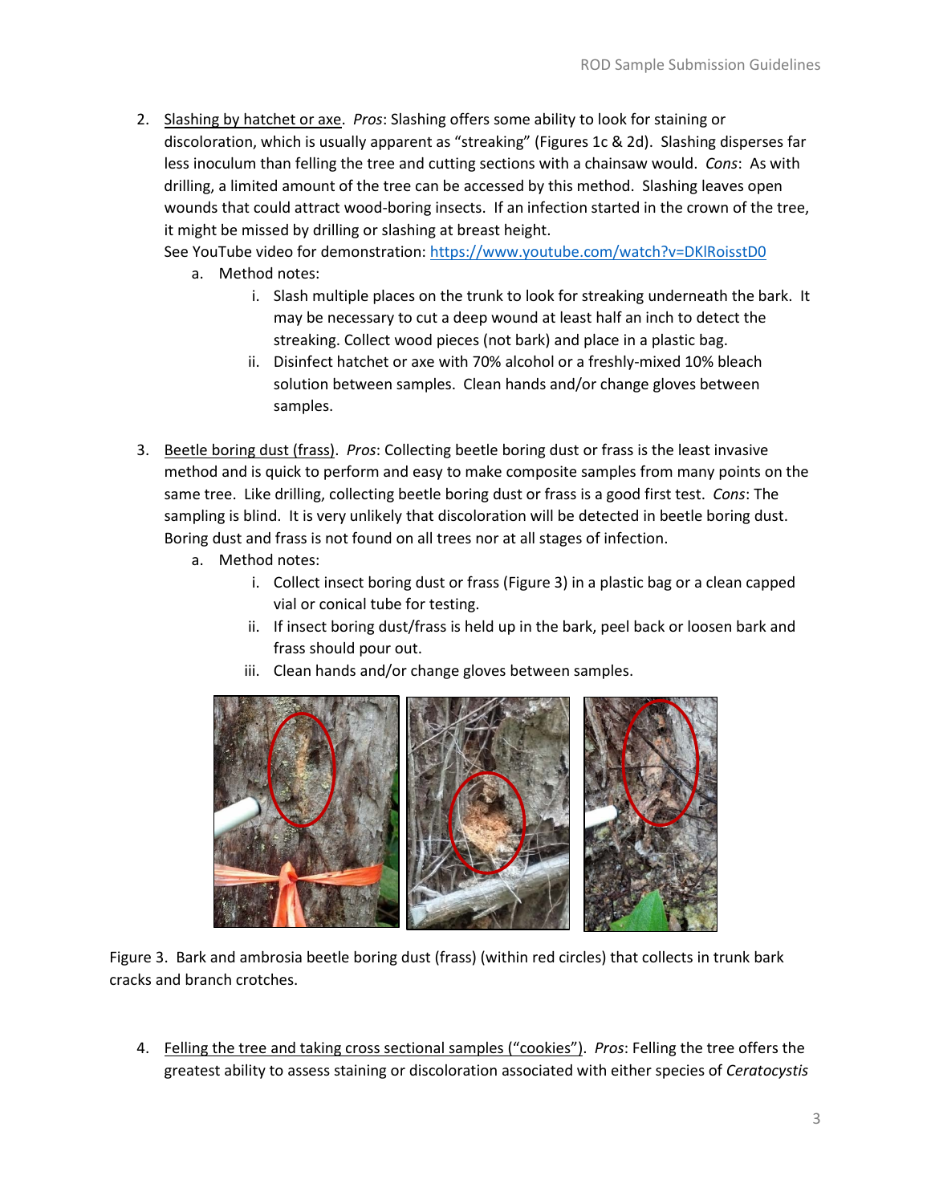2. Slashing by hatchet or axe. *Pros*: Slashing offers some ability to look for staining or discoloration, which is usually apparent as "streaking" (Figures 1c & 2d). Slashing disperses far less inoculum than felling the tree and cutting sections with a chainsaw would. *Cons*: As with drilling, a limited amount of the tree can be accessed by this method. Slashing leaves open wounds that could attract wood-boring insects. If an infection started in the crown of the tree, it might be missed by drilling or slashing at breast height.
   See YouTube video for demonstration: https://www.youtube.com/watch?v=DKlRoisstD0
   a. Method notes:
      i. Slash multiple places on the trunk to look for streaking underneath the bark. It may be necessary to cut a deep wound at least half an inch to detect the streaking. Collect wood pieces (not bark) and place in a plastic bag.
      ii. Disinfect hatchet or axe with 70% alcohol or a freshly-mixed 10% bleach solution between samples. Clean hands and/or change gloves between samples.

3. Beetle boring dust (frass). *Pros*: Collecting beetle boring dust or frass is the least invasive method and is quick to perform and easy to make composite samples from many points on the same tree. Like drilling, collecting beetle boring dust or frass is a good first test. *Cons*: The sampling is blind. It is very unlikely that discoloration will be detected in beetle boring dust. Boring dust and frass is not found on all trees nor at all stages of infection.
   a. Method notes:
      i. Collect insect boring dust or frass (Figure 3) in a plastic bag or a clean capped vial or conical tube for testing.
      ii. If insect boring dust/frass is held up in the bark, peel back or loosen bark and frass should pour out.
      iii. Clean hands and/or change gloves between samples.

Figure 3. Bark and ambrosia beetle boring dust (frass) (within red circles) that collects in trunk bark cracks and branch crotches.

4. Felling the tree and taking cross sectional samples ("cookies"). *Pros*: Felling the tree offers the greatest ability to assess staining or discoloration associated with either species of *Ceratocystis*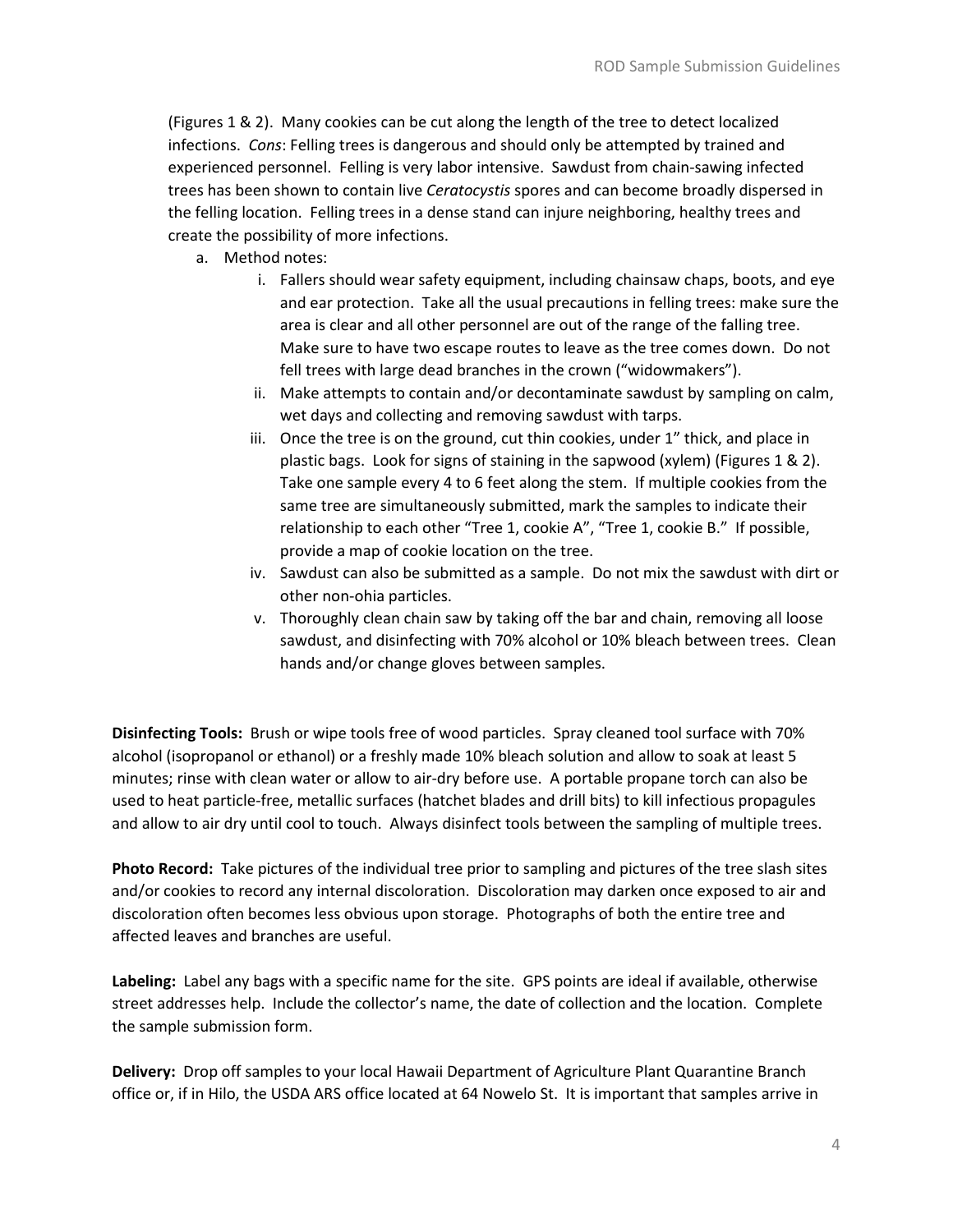(Figures 1 & 2). Many cookies can be cut along the length of the tree to detect localized infections. *Cons*: Felling trees is dangerous and should only be attempted by trained and experienced personnel. Felling is very labor intensive. Sawdust from chain-sawing infected trees has been shown to contain live *Ceratocystis* spores and can become broadly dispersed in the felling location. Felling trees in a dense stand can injure neighboring, healthy trees and create the possibility of more infections.

a. Method notes:
    i. Fallers should wear safety equipment, including chainsaw chaps, boots, and eye and ear protection. Take all the usual precautions in felling trees: make sure the area is clear and all other personnel are out of the range of the falling tree. Make sure to have two escape routes to leave as the tree comes down. Do not fell trees with large dead branches in the crown ("widowmakers").
    ii. Make attempts to contain and/or decontaminate sawdust by sampling on calm, wet days and collecting and removing sawdust with tarps.
    iii. Once the tree is on the ground, cut thin cookies, under 1" thick, and place in plastic bags. Look for signs of staining in the sapwood (xylem) (Figures 1 & 2). Take one sample every 4 to 6 feet along the stem. If multiple cookies from the same tree are simultaneously submitted, mark the samples to indicate their relationship to each other "Tree 1, cookie A", "Tree 1, cookie B." If possible, provide a map of cookie location on the tree.
    iv. Sawdust can also be submitted as a sample. Do not mix the sawdust with dirt or other non-ohia particles.
    v. Thoroughly clean chain saw by taking off the bar and chain, removing all loose sawdust, and disinfecting with 70% alcohol or 10% bleach between trees. Clean hands and/or change gloves between samples.

**Disinfecting Tools:** Brush or wipe tools free of wood particles. Spray cleaned tool surface with 70% alcohol (isopropanol or ethanol) or a freshly made 10% bleach solution and allow to soak at least 5 minutes; rinse with clean water or allow to air-dry before use. A portable propane torch can also be used to heat particle-free, metallic surfaces (hatchet blades and drill bits) to kill infectious propagules and allow to air dry until cool to touch. Always disinfect tools between the sampling of multiple trees.

**Photo Record:** Take pictures of the individual tree prior to sampling and pictures of the tree slash sites and/or cookies to record any internal discoloration. Discoloration may darken once exposed to air and discoloration often becomes less obvious upon storage. Photographs of both the entire tree and affected leaves and branches are useful.

**Labeling:** Label any bags with a specific name for the site. GPS points are ideal if available, otherwise street addresses help. Include the collector's name, the date of collection and the location. Complete the sample submission form.

**Delivery:** Drop off samples to your local Hawaii Department of Agriculture Plant Quarantine Branch office or, if in Hilo, the USDA ARS office located at 64 Nowelo St. It is important that samples arrive in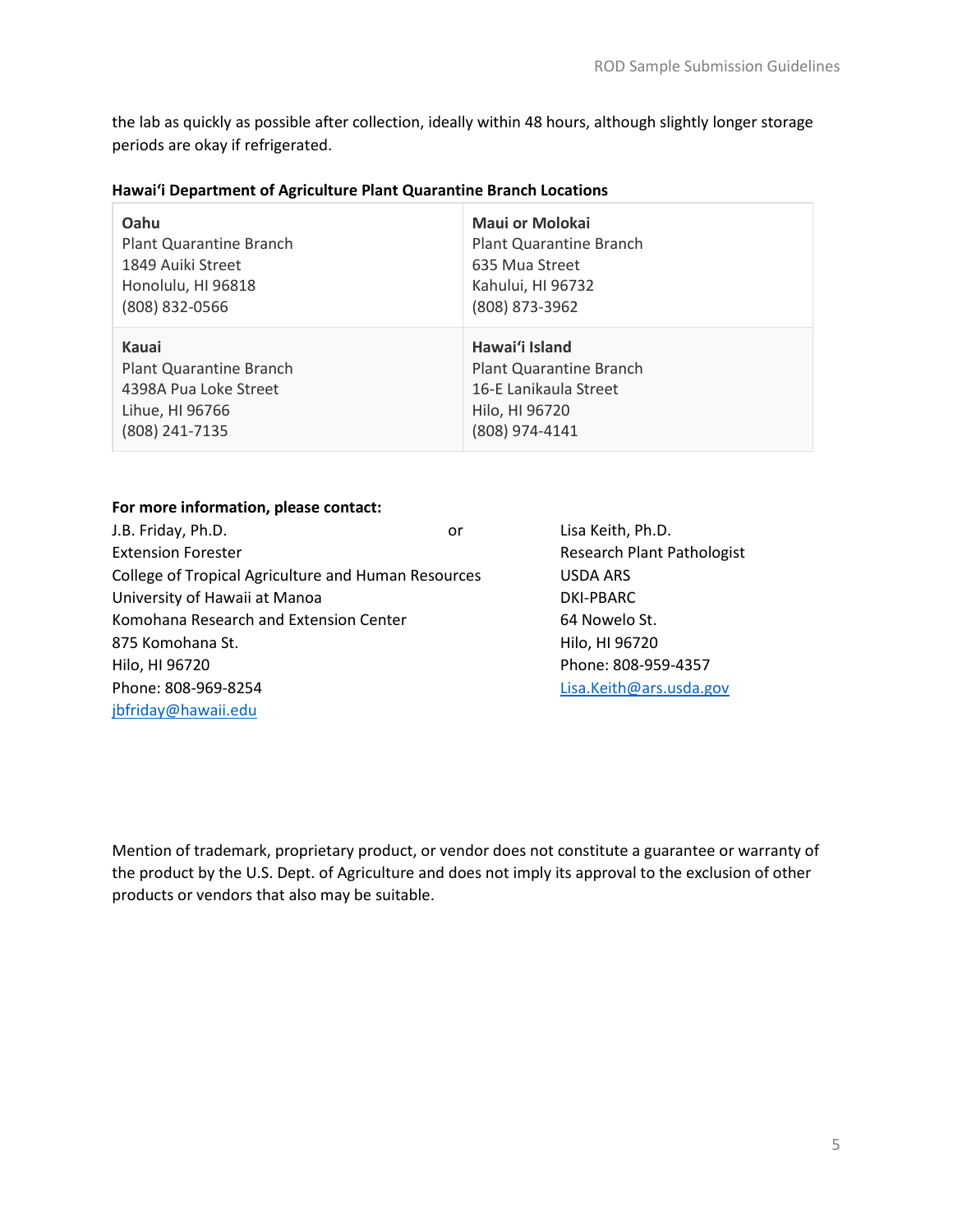the lab as quickly as possible after collection, ideally within 48 hours, although slightly longer storage periods are okay if refrigerated.

**Hawai'i Department of Agriculture Plant Quarantine Branch Locations**

| | |
|---|---|
| **Oahu**<br>Plant Quarantine Branch<br>1849 Auiki Street<br>Honolulu, HI 96818<br>(808) 832-0566 | **Maui or Molokai**<br>Plant Quarantine Branch<br>635 Mua Street<br>Kahului, HI 96732<br>(808) 873-3962 |
| **Kauai**<br>Plant Quarantine Branch<br>4398A Pua Loke Street<br>Lihue, HI 96766<br>(808) 241-7135 | **Hawai'i Island**<br>Plant Quarantine Branch<br>16-E Lanikaula Street<br>Hilo, HI 96720<br>(808) 974-4141 |

**For more information, please contact:**

J.B. Friday, Ph.D.
Extension Forester
College of Tropical Agriculture and Human Resources
University of Hawaii at Manoa
Komohana Research and Extension Center
875 Komohana St.
Hilo, HI 96720
Phone: 808-969-8254
jbfriday@hawaii.edu

or

Lisa Keith, Ph.D.
Research Plant Pathologist
USDA ARS
DKI-PBARC
64 Nowelo St.
Hilo, HI 96720
Phone: 808-959-4357
Lisa.Keith@ars.usda.gov

Mention of trademark, proprietary product, or vendor does not constitute a guarantee or warranty of the product by the U.S. Dept. of Agriculture and does not imply its approval to the exclusion of other products or vendors that also may be suitable.